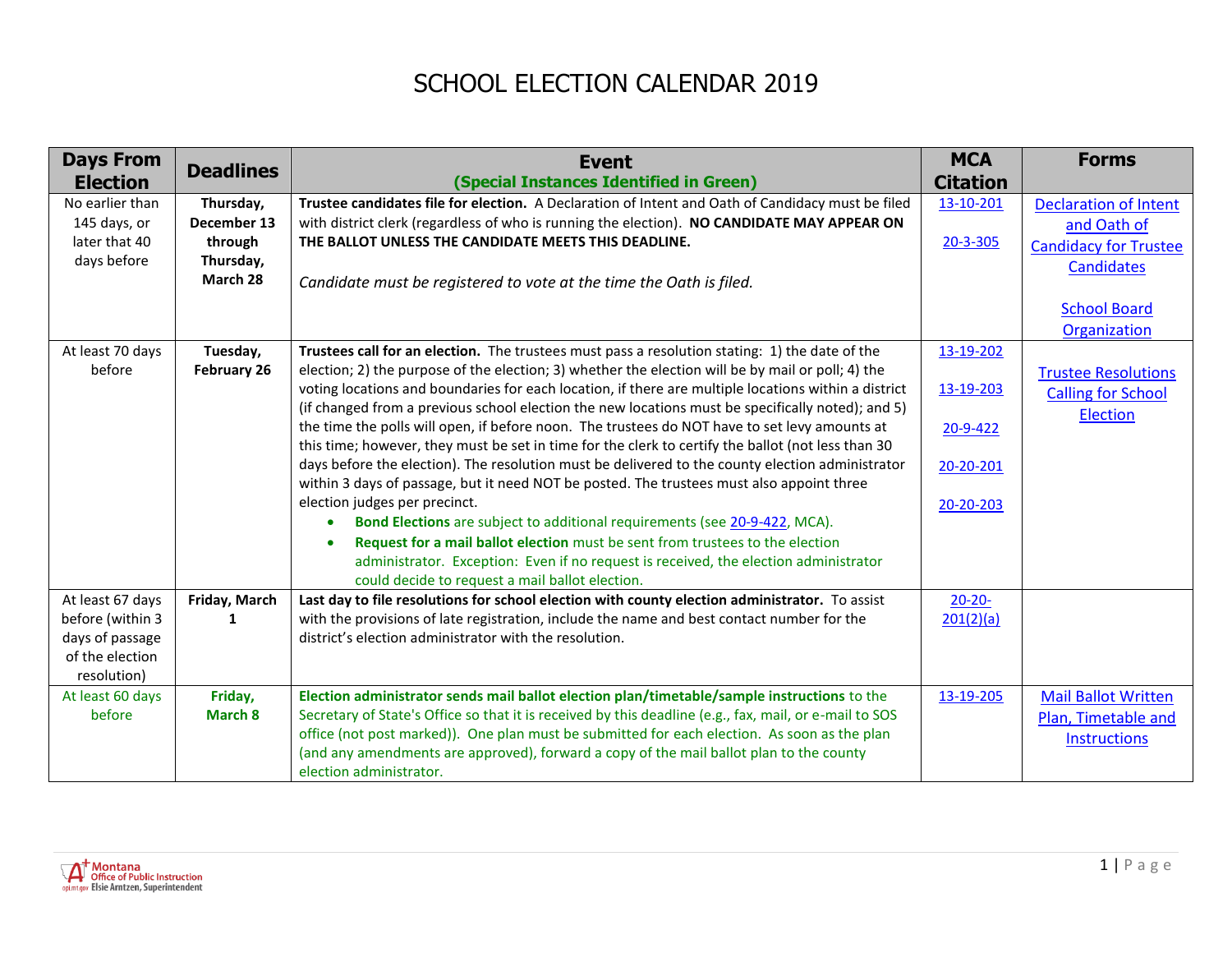# SCHOOL ELECTION CALENDAR 2019

| Days From Election | Deadlines | Event (Special Instances Identified in Green) | MCA Citation | Forms |
|---|---|---|---|---|
| No earlier than 145 days, or later that 40 days before | **Thursday, December 13 through Thursday, March 28** | **Trustee candidates file for election.** A Declaration of Intent and Oath of Candidacy must be filed with district clerk (regardless of who is running the election). **NO CANDIDATE MAY APPEAR ON THE BALLOT UNLESS THE CANDIDATE MEETS THIS DEADLINE.** <br><br> *Candidate must be registered to vote at the time the Oath is filed.* | 13-10-201 <br><br> 20-3-305 | Declaration of Intent and Oath of Candidacy for Trustee Candidates <br><br> School Board Organization |
| At least 70 days before | **Tuesday, February 26** | **Trustees call for an election.** The trustees must pass a resolution stating: 1) the date of the election; 2) the purpose of the election; 3) whether the election will be by mail or poll; 4) the voting locations and boundaries for each location, if there are multiple locations within a district (if changed from a previous school election the new locations must be specifically noted); and 5) the time the polls will open, if before noon. The trustees do NOT have to set levy amounts at this time; however, they must be set in time for the clerk to certify the ballot (not less than 30 days before the election). The resolution must be delivered to the county election administrator within 3 days of passage, but it need NOT be posted. The trustees must also appoint three election judges per precinct. <br>• **Bond Elections** are subject to additional requirements (see 20-9-422, MCA). <br>• **Request for a mail ballot election** must be sent from trustees to the election administrator. Exception: Even if no request is received, the election administrator could decide to request a mail ballot election. | 13-19-202 <br><br> 13-19-203 <br><br> 20-9-422 <br><br> 20-20-201 <br><br> 20-20-203 | Trustee Resolutions Calling for School Election |
| At least 67 days before (within 3 days of passage of the election resolution) | **Friday, March 1** | **Last day to file resolutions for school election with county election administrator.** To assist with the provisions of late registration, include the name and best contact number for the district's election administrator with the resolution. | 20-20-201(2)(a) | |
| At least 60 days before | **Friday, March 8** | **Election administrator sends mail ballot election plan/timetable/sample instructions** to the Secretary of State's Office so that it is received by this deadline (e.g., fax, mail, or e-mail to SOS office (not post marked)). One plan must be submitted for each election. As soon as the plan (and any amendments are approved), forward a copy of the mail ballot plan to the county election administrator. | 13-19-205 | Mail Ballot Written Plan, Timetable and Instructions |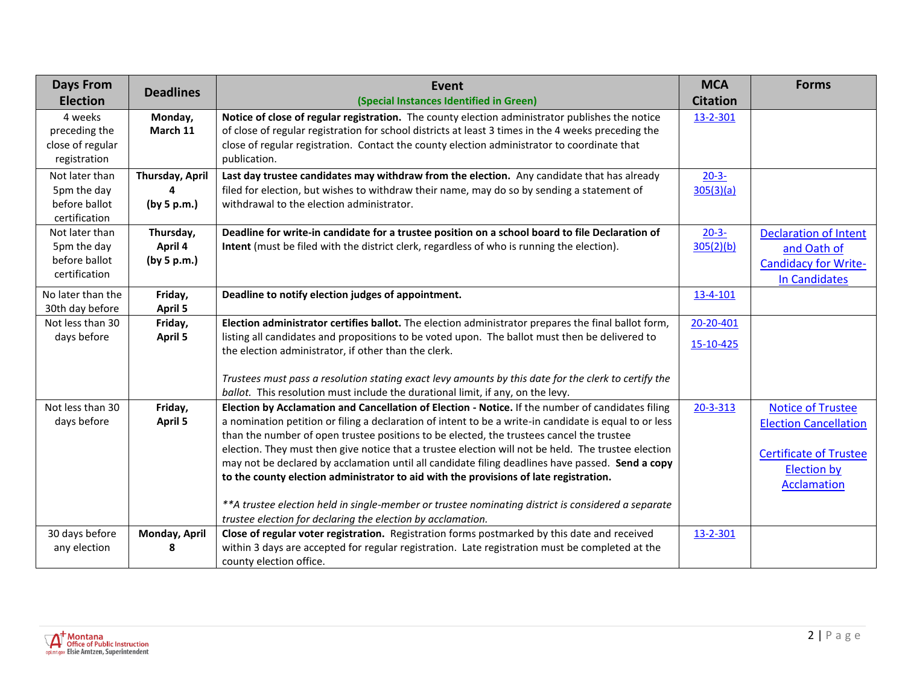| Days From Election | Deadlines | Event<br>(Special Instances Identified in Green) | MCA Citation | Forms |
|---|---|---|---|---|
| 4 weeks preceding the close of regular registration | **Monday, March 11** | **Notice of close of regular registration.** The county election administrator publishes the notice of close of regular registration for school districts at least 3 times in the 4 weeks preceding the close of regular registration. Contact the county election administrator to coordinate that publication. | 13-2-301 | |
| Not later than 5pm the day before ballot certification | **Thursday, April 4 (by 5 p.m.)** | **Last day trustee candidates may withdraw from the election.** Any candidate that has already filed for election, but wishes to withdraw their name, may do so by sending a statement of withdrawal to the election administrator. | 20-3-305(3)(a) | |
| Not later than 5pm the day before ballot certification | **Thursday, April 4 (by 5 p.m.)** | **Deadline for write-in candidate for a trustee position on a school board to file Declaration of Intent** (must be filed with the district clerk, regardless of who is running the election). | 20-3-305(2)(b) | Declaration of Intent and Oath of Candidacy for Write-In Candidates |
| No later than the 30th day before | **Friday, April 5** | **Deadline to notify election judges of appointment.** | 13-4-101 | |
| Not less than 30 days before | **Friday, April 5** | **Election administrator certifies ballot.** The election administrator prepares the final ballot form, listing all candidates and propositions to be voted upon. The ballot must then be delivered to the election administrator, if other than the clerk.<br><br>*Trustees must pass a resolution stating exact levy amounts by this date for the clerk to certify the ballot.* This resolution must include the durational limit, if any, on the levy. | 20-20-401<br><br>15-10-425 | |
| Not less than 30 days before | **Friday, April 5** | **Election by Acclamation and Cancellation of Election - Notice.** If the number of candidates filing a nomination petition or filing a declaration of intent to be a write-in candidate is equal to or less than the number of open trustee positions to be elected, the trustees cancel the trustee election. They must then give notice that a trustee election will not be held. The trustee election may not be declared by acclamation until all candidate filing deadlines have passed. **Send a copy to the county election administrator to aid with the provisions of late registration.**<br><br>*\*\*A trustee election held in single-member or trustee nominating district is considered a separate trustee election for declaring the election by acclamation.* | 20-3-313 | Notice of Trustee Election Cancellation<br><br>Certificate of Trustee Election by Acclamation |
| 30 days before any election | **Monday, April 8** | **Close of regular voter registration.** Registration forms postmarked by this date and received within 3 days are accepted for regular registration. Late registration must be completed at the county election office. | 13-2-301 | |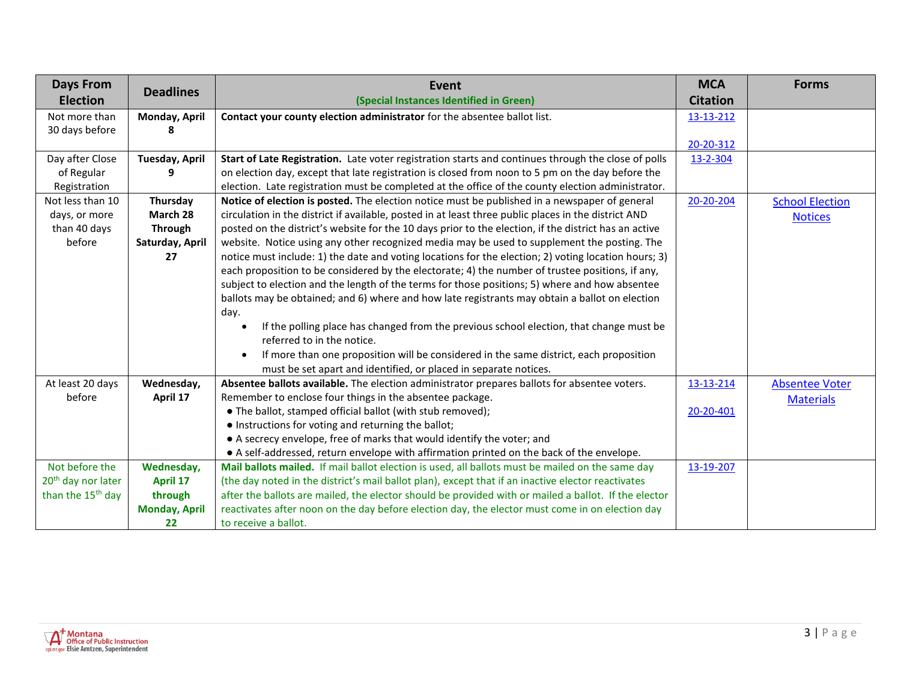| Days From Election | Deadlines | Event (Special Instances Identified in Green) | MCA Citation | Forms |
| --- | --- | --- | --- | --- |
| Not more than 30 days before | **Monday, April 8** | **Contact your county election administrator** for the absentee ballot list. | 13-13-212<br><br>20-20-312 | |
| Day after Close of Regular Registration | **Tuesday, April 9** | **Start of Late Registration.** Late voter registration starts and continues through the close of polls on election day, except that late registration is closed from noon to 5 pm on the day before the election. Late registration must be completed at the office of the county election administrator. | 13-2-304 | |
| Not less than 10 days, or more than 40 days before | **Thursday March 28 Through Saturday, April 27** | **Notice of election is posted.** The election notice must be published in a newspaper of general circulation in the district if available, posted in at least three public places in the district AND posted on the district's website for the 10 days prior to the election, if the district has an active website. Notice using any other recognized media may be used to supplement the posting. The notice must include: 1) the date and voting locations for the election; 2) voting location hours; 3) each proposition to be considered by the electorate; 4) the number of trustee positions, if any, subject to election and the length of the terms for those positions; 5) where and how absentee ballots may be obtained; and 6) where and how late registrants may obtain a ballot on election day.<br>• If the polling place has changed from the previous school election, that change must be referred to in the notice.<br>• If more than one proposition will be considered in the same district, each proposition must be set apart and identified, or placed in separate notices. | 20-20-204 | School Election Notices |
| At least 20 days before | **Wednesday, April 17** | **Absentee ballots available.** The election administrator prepares ballots for absentee voters. Remember to enclose four things in the absentee package.<br>● The ballot, stamped official ballot (with stub removed);<br>● Instructions for voting and returning the ballot;<br>● A secrecy envelope, free of marks that would identify the voter; and<br>● A self-addressed, return envelope with affirmation printed on the back of the envelope. | 13-13-214<br><br>20-20-401 | Absentee Voter Materials |
| Not before the 20th day nor later than the 15th day | **Wednesday, April 17 through Monday, April 22** | **Mail ballots mailed.** If mail ballot election is used, all ballots must be mailed on the same day (the day noted in the district's mail ballot plan), except that if an inactive elector reactivates after the ballots are mailed, the elector should be provided with or mailed a ballot. If the elector reactivates after noon on the day before election day, the elector must come in on election day to receive a ballot. | 13-19-207 | |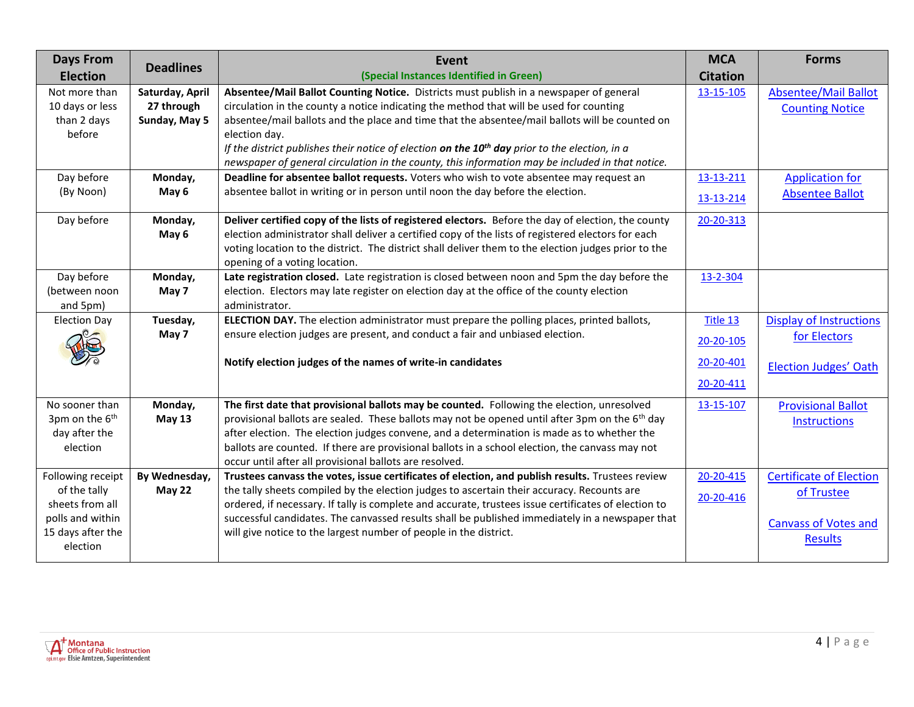| Days From Election | Deadlines | Event<br>(Special Instances Identified in Green) | MCA Citation | Forms |
|---|---|---|---|---|
| Not more than 10 days or less than 2 days before | **Saturday, April 27 through Sunday, May 5** | **Absentee/Mail Ballot Counting Notice.** Districts must publish in a newspaper of general circulation in the county a notice indicating the method that will be used for counting absentee/mail ballots and the place and time that the absentee/mail ballots will be counted on election day.<br>*If the district publishes their notice of election* ***on the 10th day*** *prior to the election, in a newspaper of general circulation in the county, this information may be included in that notice.* | 13-15-105 | Absentee/Mail Ballot Counting Notice |
| Day before (By Noon) | **Monday, May 6** | **Deadline for absentee ballot requests.** Voters who wish to vote absentee may request an absentee ballot in writing or in person until noon the day before the election. | 13-13-211<br>13-13-214 | Application for Absentee Ballot |
| Day before | **Monday, May 6** | **Deliver certified copy of the lists of registered electors.** Before the day of election, the county election administrator shall deliver a certified copy of the lists of registered electors for each voting location to the district. The district shall deliver them to the election judges prior to the opening of a voting location. | 20-20-313 | |
| Day before (between noon and 5pm) | **Monday, May 7** | **Late registration closed.** Late registration is closed between noon and 5pm the day before the election. Electors may late register on election day at the office of the county election administrator. | 13-2-304 | |
| Election Day | **Tuesday, May 7** | **ELECTION DAY.** The election administrator must prepare the polling places, printed ballots, ensure election judges are present, and conduct a fair and unbiased election.<br><br>**Notify election judges of the names of write-in candidates** | Title 13<br>20-20-105<br>20-20-401<br>20-20-411 | Display of Instructions for Electors<br><br>Election Judges' Oath |
| No sooner than 3pm on the 6th day after the election | **Monday, May 13** | **The first date that provisional ballots may be counted.** Following the election, unresolved provisional ballots are sealed. These ballots may not be opened until after 3pm on the 6th day after election. The election judges convene, and a determination is made as to whether the ballots are counted. If there are provisional ballots in a school election, the canvass may not occur until after all provisional ballots are resolved. | 13-15-107 | Provisional Ballot Instructions |
| Following receipt of the tally sheets from all polls and within 15 days after the election | **By Wednesday, May 22** | **Trustees canvass the votes, issue certificates of election, and publish results.** Trustees review the tally sheets compiled by the election judges to ascertain their accuracy. Recounts are ordered, if necessary. If tally is complete and accurate, trustees issue certificates of election to successful candidates. The canvassed results shall be published immediately in a newspaper that will give notice to the largest number of people in the district. | 20-20-415<br>20-20-416 | Certificate of Election of Trustee<br><br>Canvass of Votes and Results |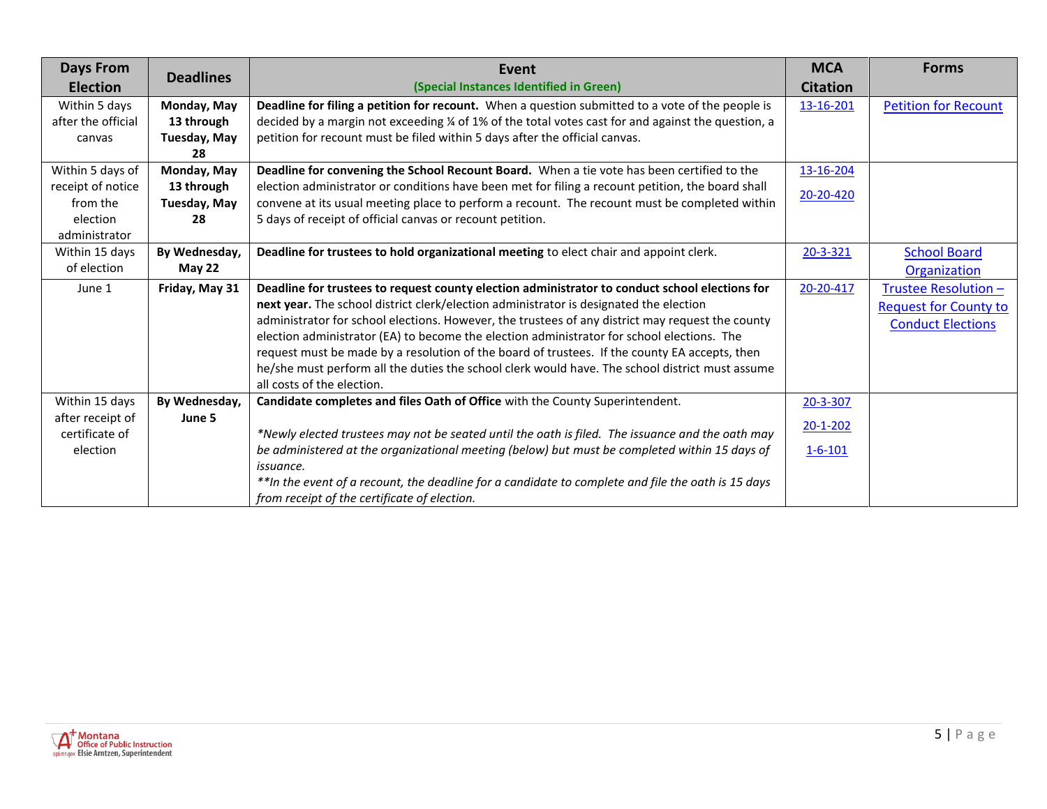| Days From Election | Deadlines | Event (Special Instances Identified in Green) | MCA Citation | Forms |
|---|---|---|---|---|
| Within 5 days after the official canvas | **Monday, May 13 through Tuesday, May 28** | **Deadline for filing a petition for recount.** When a question submitted to a vote of the people is decided by a margin not exceeding ¼ of 1% of the total votes cast for and against the question, a petition for recount must be filed within 5 days after the official canvas. | 13-16-201 | Petition for Recount |
| Within 5 days of receipt of notice from the election administrator | **Monday, May 13 through Tuesday, May 28** | **Deadline for convening the School Recount Board.** When a tie vote has been certified to the election administrator or conditions have been met for filing a recount petition, the board shall convene at its usual meeting place to perform a recount. The recount must be completed within 5 days of receipt of official canvas or recount petition. | 13-16-204<br>20-20-420 | |
| Within 15 days of election | **By Wednesday, May 22** | **Deadline for trustees to hold organizational meeting** to elect chair and appoint clerk. | 20-3-321 | School Board Organization |
| June 1 | **Friday, May 31** | **Deadline for trustees to request county election administrator to conduct school elections for next year.** The school district clerk/election administrator is designated the election administrator for school elections. However, the trustees of any district may request the county election administrator (EA) to become the election administrator for school elections. The request must be made by a resolution of the board of trustees. If the county EA accepts, then he/she must perform all the duties the school clerk would have. The school district must assume all costs of the election. | 20-20-417 | Trustee Resolution – Request for County to Conduct Elections |
| Within 15 days after receipt of certificate of election | **By Wednesday, June 5** | **Candidate completes and files Oath of Office** with the County Superintendent.<br><br>*\*Newly elected trustees may not be seated until the oath is filed. The issuance and the oath may be administered at the organizational meeting (below) but must be completed within 15 days of issuance.*<br>*\*\*In the event of a recount, the deadline for a candidate to complete and file the oath is 15 days from receipt of the certificate of election.* | 20-3-307<br>20-1-202<br>1-6-101 | |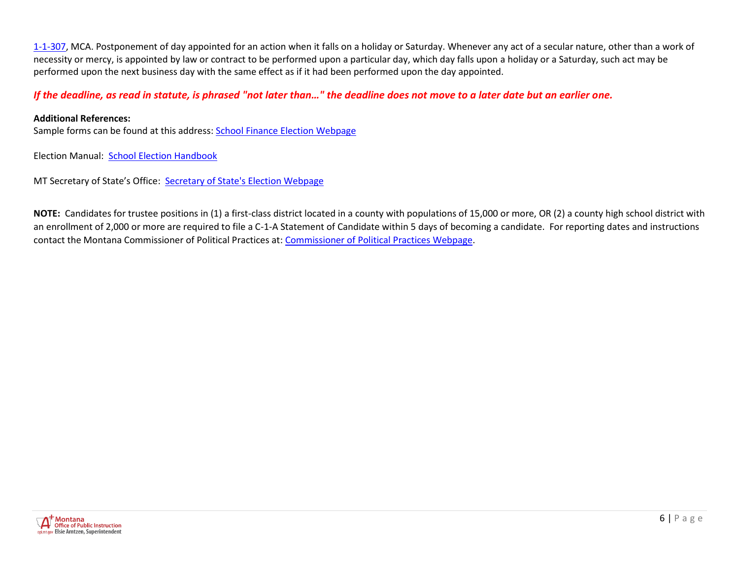1-1-307, MCA. Postponement of day appointed for an action when it falls on a holiday or Saturday. Whenever any act of a secular nature, other than a work of necessity or mercy, is appointed by law or contract to be performed upon a particular day, which day falls upon a holiday or a Saturday, such act may be performed upon the next business day with the same effect as if it had been performed upon the day appointed.

***If the deadline, as read in statute, is phrased "not later than…" the deadline does not move to a later date but an earlier one.***

**Additional References:**

Sample forms can be found at this address: School Finance Election Webpage

Election Manual: School Election Handbook

MT Secretary of State's Office: Secretary of State's Election Webpage

**NOTE:** Candidates for trustee positions in (1) a first-class district located in a county with populations of 15,000 or more, OR (2) a county high school district with an enrollment of 2,000 or more are required to file a C-1-A Statement of Candidate within 5 days of becoming a candidate. For reporting dates and instructions contact the Montana Commissioner of Political Practices at: Commissioner of Political Practices Webpage.